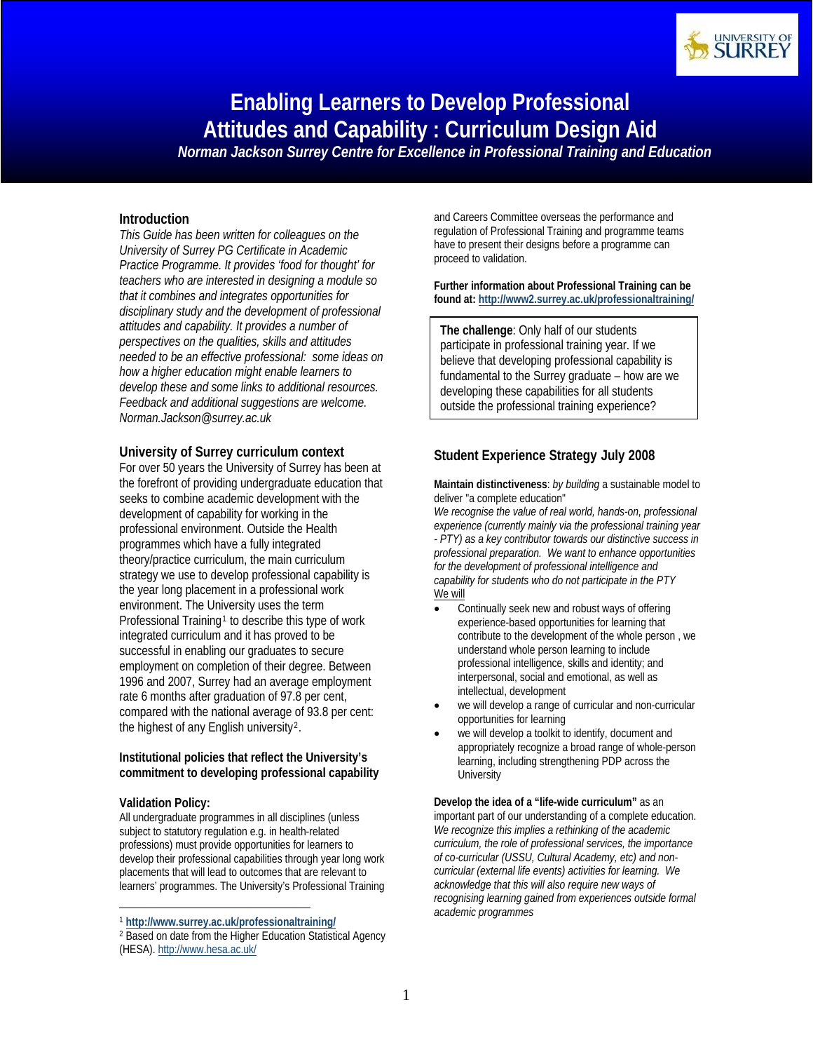# Enabling Learners to Develop Professional Attitudes and Capability : Curriculum Design Aid

*Norman Jackson Surrey Centre for Excellence in Professional Training and Education*

## Introduction

*This Guide has been written for colleagues on the University of Surrey PG Certificate in Academic Practice Programme. It provides 'food for thought' for teachers who are interested in designing a module so that it combines and integrates opportunities for disciplinary study and the development of professional attitudes and capability. It provides a number of perspectives on the qualities, skills and attitudes needed to be an effective professional: some ideas on how a higher education might enable learners to develop these and some links to additional resources. Feedback and additional suggestions are welcome. Norman.Jackson@surrey.ac.uk*

## University of Surrey curriculum context

For over 50 years the University of Surrey has been at the forefront of providing undergraduate education that seeks to combine academic development with the development of capability for working in the professional environment. Outside the Health programmes which have a fully integrated theory/practice curriculum, the main curriculum strategy we use to develop professional capability is the year long placement in a professional work environment. The University uses the term Professional Training[1] to describe this type of work integrated curriculum and it has proved to be successful in enabling our graduates to secure employment on completion of their degree. Between 1996 and 2007, Surrey had an average employment rate 6 months after graduation of 97.8 per cent, compared with the national average of 93.8 per cent: the highest of any English university[2].

### Institutional policies that reflect the University's commitment to developing professional capability

### Validation Policy:

All undergraduate programmes in all disciplines (unless subject to statutory regulation e.g. in health-related professions) must provide opportunities for learners to develop their professional capabilities through year long work placements that will lead to outcomes that are relevant to learners' programmes. The University's Professional Training and Careers Committee overseas the performance and regulation of Professional Training and programme teams have to present their designs before a programme can proceed to validation.

**Further information about Professional Training can be found at: http://www2.surrey.ac.uk/professionaltraining/**

**The challenge**: Only half of our students participate in professional training year. If we believe that developing professional capability is fundamental to the Surrey graduate – how are we developing these capabilities for all students outside the professional training experience?

## Student Experience Strategy July 2008

**Maintain distinctiveness**: *by building* a sustainable model to deliver "a complete education"

*We recognise the value of real world, hands-on, professional experience (currently mainly via the professional training year - PTY) as a key contributor towards our distinctive success in professional preparation. We want to enhance opportunities for the development of professional intelligence and capability for students who do not participate in the PTY*

We will

- Continually seek new and robust ways of offering experience-based opportunities for learning that contribute to the development of the whole person , we understand whole person learning to include professional intelligence, skills and identity; and interpersonal, social and emotional, as well as intellectual, development
- we will develop a range of curricular and non-curricular opportunities for learning
- we will develop a toolkit to identify, document and appropriately recognize a broad range of whole-person learning, including strengthening PDP across the University

**Develop the idea of a "life-wide curriculum"** as an important part of our understanding of a complete education. *We recognize this implies a rethinking of the academic curriculum, the role of professional services, the importance of co-curricular (USSU, Cultural Academy, etc) and non-curricular (external life events) activities for learning. We acknowledge that this will also require new ways of recognising learning gained from experiences outside formal academic programmes*

---

[1] **http://www.surrey.ac.uk/professionaltraining/**

[2] Based on date from the Higher Education Statistical Agency (HESA). http://www.hesa.ac.uk/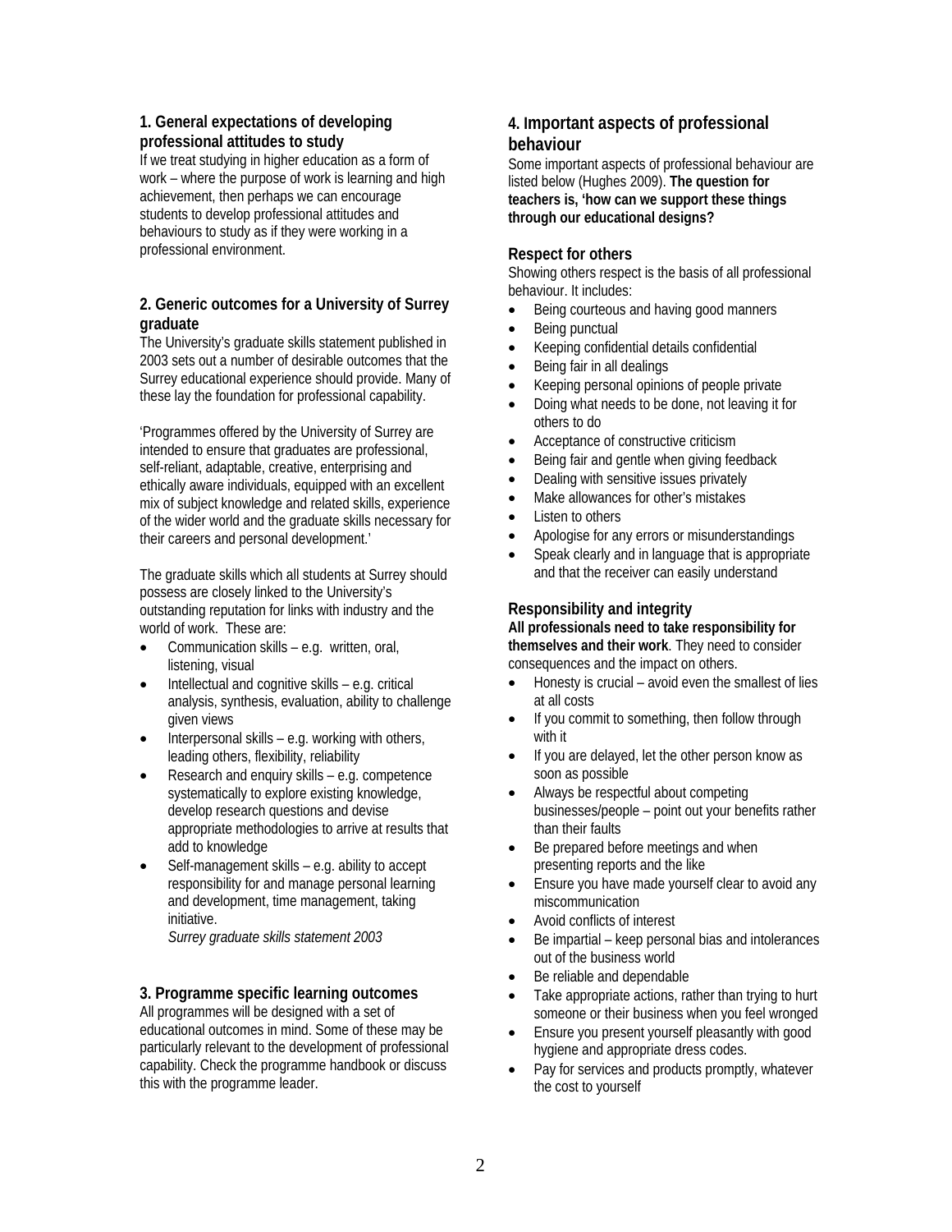### 1. General expectations of developing professional attitudes to study

If we treat studying in higher education as a form of work – where the purpose of work is learning and high achievement, then perhaps we can encourage students to develop professional attitudes and behaviours to study as if they were working in a professional environment.

### 2. Generic outcomes for a University of Surrey graduate

The University's graduate skills statement published in 2003 sets out a number of desirable outcomes that the Surrey educational experience should provide. Many of these lay the foundation for professional capability.

'Programmes offered by the University of Surrey are intended to ensure that graduates are professional, self-reliant, adaptable, creative, enterprising and ethically aware individuals, equipped with an excellent mix of subject knowledge and related skills, experience of the wider world and the graduate skills necessary for their careers and personal development.'

The graduate skills which all students at Surrey should possess are closely linked to the University's outstanding reputation for links with industry and the world of work. These are:

- Communication skills – e.g. written, oral, listening, visual
- Intellectual and cognitive skills – e.g. critical analysis, synthesis, evaluation, ability to challenge given views
- Interpersonal skills – e.g. working with others, leading others, flexibility, reliability
- Research and enquiry skills – e.g. competence systematically to explore existing knowledge, develop research questions and devise appropriate methodologies to arrive at results that add to knowledge
- Self-management skills – e.g. ability to accept responsibility for and manage personal learning and development, time management, taking initiative.
  *Surrey graduate skills statement 2003*

### 3. Programme specific learning outcomes

All programmes will be designed with a set of educational outcomes in mind. Some of these may be particularly relevant to the development of professional capability. Check the programme handbook or discuss this with the programme leader.

### 4. Important aspects of professional behaviour

Some important aspects of professional behaviour are listed below (Hughes 2009). **The question for teachers is, 'how can we support these things through our educational designs?**

#### Respect for others

Showing others respect is the basis of all professional behaviour. It includes:

- Being courteous and having good manners
- Being punctual
- Keeping confidential details confidential
- Being fair in all dealings
- Keeping personal opinions of people private
- Doing what needs to be done, not leaving it for others to do
- Acceptance of constructive criticism
- Being fair and gentle when giving feedback
- Dealing with sensitive issues privately
- Make allowances for other's mistakes
- Listen to others
- Apologise for any errors or misunderstandings
- Speak clearly and in language that is appropriate and that the receiver can easily understand

#### Responsibility and integrity

**All professionals need to take responsibility for themselves and their work**. They need to consider consequences and the impact on others.

- Honesty is crucial – avoid even the smallest of lies at all costs
- If you commit to something, then follow through with it
- If you are delayed, let the other person know as soon as possible
- Always be respectful about competing businesses/people – point out your benefits rather than their faults
- Be prepared before meetings and when presenting reports and the like
- Ensure you have made yourself clear to avoid any miscommunication
- Avoid conflicts of interest
- Be impartial – keep personal bias and intolerances out of the business world
- Be reliable and dependable
- Take appropriate actions, rather than trying to hurt someone or their business when you feel wronged
- Ensure you present yourself pleasantly with good hygiene and appropriate dress codes.
- Pay for services and products promptly, whatever the cost to yourself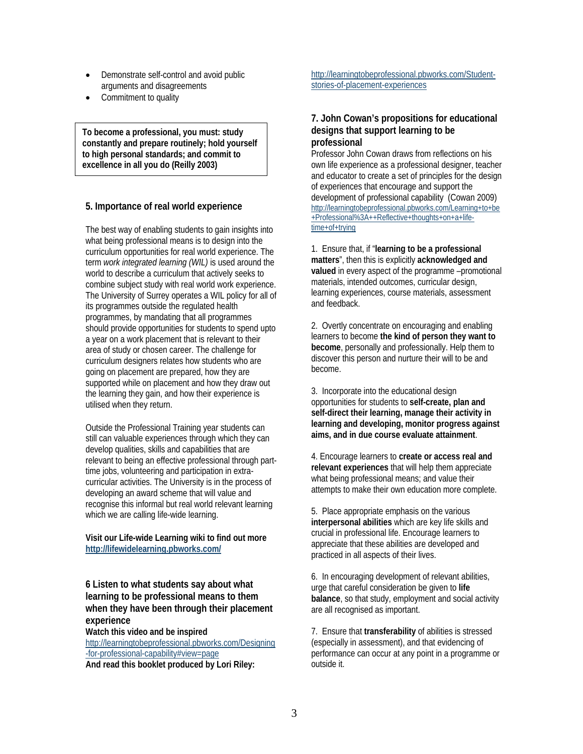- Demonstrate self-control and avoid public arguments and disagreements
- Commitment to quality

**To become a professional, you must: study constantly and prepare routinely; hold yourself to high personal standards; and commit to excellence in all you do (Reilly 2003)**

## 5. Importance of real world experience

The best way of enabling students to gain insights into what being professional means is to design into the curriculum opportunities for real world experience. The term *work integrated learning (WIL)* is used around the world to describe a curriculum that actively seeks to combine subject study with real world work experience. The University of Surrey operates a WIL policy for all of its programmes outside the regulated health programmes, by mandating that all programmes should provide opportunities for students to spend upto a year on a work placement that is relevant to their area of study or chosen career. The challenge for curriculum designers relates how students who are going on placement are prepared, how they are supported while on placement and how they draw out the learning they gain, and how their experience is utilised when they return.

Outside the Professional Training year students can still can valuable experiences through which they can develop qualities, skills and capabilities that are relevant to being an effective professional through part-time jobs, volunteering and participation in extra-curricular activities. The University is in the process of developing an award scheme that will value and recognise this informal but real world relevant learning which we are calling life-wide learning.

**Visit our Life-wide Learning wiki to find out more http://lifewidelearning.pbworks.com/**

## 6 Listen to what students say about what learning to be professional means to them when they have been through their placement experience

**Watch this video and be inspired**
http://learningtobeprofessional.pbworks.com/Designing-for-professional-capability#view=page
**And read this booklet produced by Lori Riley:**
http://learningtobeprofessional.pbworks.com/Student-stories-of-placement-experiences

## 7. John Cowan's propositions for educational designs that support learning to be professional

Professor John Cowan draws from reflections on his own life experience as a professional designer, teacher and educator to create a set of principles for the design of experiences that encourage and support the development of professional capability (Cowan 2009)
http://learningtobeprofessional.pbworks.com/Learning+to+be+Professional%3A++Reflective+thoughts+on+a+life-time+of+trying

1. Ensure that, if "**learning to be a professional matters**", then this is explicitly **acknowledged and valued** in every aspect of the programme –promotional materials, intended outcomes, curricular design, learning experiences, course materials, assessment and feedback.

2. Overtly concentrate on encouraging and enabling learners to become **the kind of person they want to become**, personally and professionally. Help them to discover this person and nurture their will to be and become.

3. Incorporate into the educational design opportunities for students to **self-create, plan and self-direct their learning, manage their activity in learning and developing, monitor progress against aims, and in due course evaluate attainment**.

4. Encourage learners to **create or access real and relevant experiences** that will help them appreciate what being professional means; and value their attempts to make their own education more complete.

5. Place appropriate emphasis on the various **interpersonal abilities** which are key life skills and crucial in professional life. Encourage learners to appreciate that these abilities are developed and practiced in all aspects of their lives.

6. In encouraging development of relevant abilities, urge that careful consideration be given to **life balance**, so that study, employment and social activity are all recognised as important.

7. Ensure that **transferability** of abilities is stressed (especially in assessment), and that evidencing of performance can occur at any point in a programme or outside it.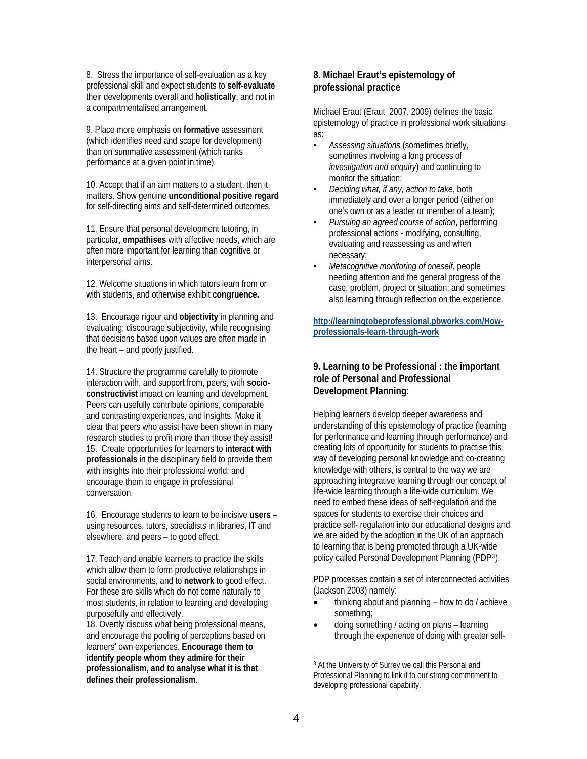8. Stress the importance of self-evaluation as a key professional skill and expect students to **self-evaluate** their developments overall and **holistically**, and not in a compartmentalised arrangement.

9. Place more emphasis on **formative** assessment (which identifies need and scope for development) than on summative assessment (which ranks performance at a given point in time).

10. Accept that if an aim matters to a student, then it matters. Show genuine **unconditional positive regard** for self-directing aims and self-determined outcomes.

11. Ensure that personal development tutoring, in particular, **empathises** with affective needs, which are often more important for learning than cognitive or interpersonal aims.

12. Welcome situations in which tutors learn from or with students, and otherwise exhibit **congruence.**

13. Encourage rigour and **objectivity** in planning and evaluating; discourage subjectivity, while recognising that decisions based upon values are often made in the heart – and poorly justified.

14. Structure the programme carefully to promote interaction with, and support from, peers, with **socio-constructivist** impact on learning and development. Peers can usefully contribute opinions, comparable and contrasting experiences, and insights. Make it clear that peers who assist have been shown in many research studies to profit more than those they assist!

15. Create opportunities for learners to **interact with professionals** in the disciplinary field to provide them with insights into their professional world; and encourage them to engage in professional conversation.

16. Encourage students to learn to be incisive **users –** using resources, tutors, specialists in libraries, IT and elsewhere, and peers – to good effect.

17. Teach and enable learners to practice the skills which allow them to form productive relationships in social environments, and to **network** to good effect. For these are skills which do not come naturally to most students, in relation to learning and developing purposefully and effectively.

18. Overtly discuss what being professional means, and encourage the pooling of perceptions based on learners' own experiences. **Encourage them to identify people whom they admire for their professionalism, and to analyse what it is that defines their professionalism**.

## 8. Michael Eraut's epistemology of professional practice

Michael Eraut (Eraut 2007, 2009) defines the basic epistemology of practice in professional work situations as:

- *Assessing situations* (sometimes briefly, sometimes involving a long process of *investigation and enquiry*) and continuing to monitor the situation;
- *Deciding what, if any, action to take*, both immediately and over a longer period (either on one's own or as a leader or member of a team);
- *Pursuing an agreed course of action*, performing professional actions - modifying, consulting, evaluating and reassessing as and when necessary;
- *Metacognitive monitoring of oneself*, people needing attention and the general progress of the case, problem, project or situation; and sometimes also learning through reflection on the experience.

**http://learningtobeprofessional.pbworks.com/How-professionals-learn-through-work**

## 9. Learning to be Professional : the important role of Personal and Professional Development Planning:

Helping learners develop deeper awareness and understanding of this epistemology of practice (learning for performance and learning through performance) and creating lots of opportunity for students to practise this way of developing personal knowledge and co-creating knowledge with others, is central to the way we are approaching integrative learning through our concept of life-wide learning through a life-wide curriculum. We need to embed these ideas of self-regulation and the spaces for students to exercise their choices and practice self- regulation into our educational designs and we are aided by the adoption in the UK of an approach to learning that is being promoted through a UK-wide policy called Personal Development Planning (PDP[3]).

PDP processes contain a set of interconnected activities (Jackson 2003) namely:

- thinking about and planning – how to do / achieve something;
- doing something / acting on plans – learning through the experience of doing with greater self-

[3] At the University of Surrey we call this Personal and Professional Planning to link it to our strong commitment to developing professional capability.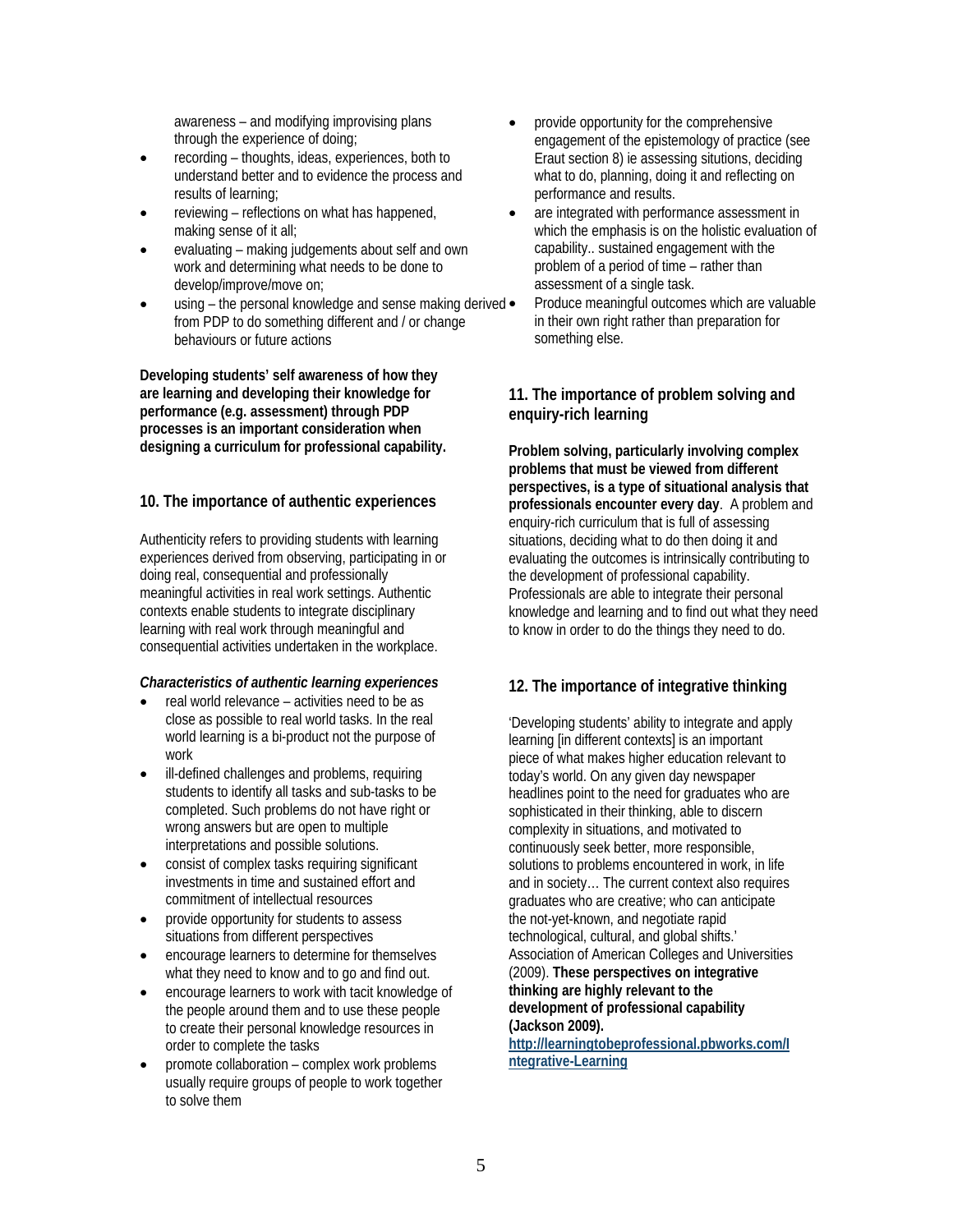awareness – and modifying improvising plans through the experience of doing;

- recording – thoughts, ideas, experiences, both to understand better and to evidence the process and results of learning;
- reviewing – reflections on what has happened, making sense of it all;
- evaluating – making judgements about self and own work and determining what needs to be done to develop/improve/move on;
- using – the personal knowledge and sense making derived from PDP to do something different and / or change behaviours or future actions

**Developing students' self awareness of how they are learning and developing their knowledge for performance (e.g. assessment) through PDP processes is an important consideration when designing a curriculum for professional capability.**

## 10. The importance of authentic experiences

Authenticity refers to providing students with learning experiences derived from observing, participating in or doing real, consequential and professionally meaningful activities in real work settings. Authentic contexts enable students to integrate disciplinary learning with real work through meaningful and consequential activities undertaken in the workplace.

***Characteristics of authentic learning experiences***

- real world relevance – activities need to be as close as possible to real world tasks. In the real world learning is a bi-product not the purpose of work
- ill-defined challenges and problems, requiring students to identify all tasks and sub-tasks to be completed. Such problems do not have right or wrong answers but are open to multiple interpretations and possible solutions.
- consist of complex tasks requiring significant investments in time and sustained effort and commitment of intellectual resources
- provide opportunity for students to assess situations from different perspectives
- encourage learners to determine for themselves what they need to know and to go and find out.
- encourage learners to work with tacit knowledge of the people around them and to use these people to create their personal knowledge resources in order to complete the tasks
- promote collaboration – complex work problems usually require groups of people to work together to solve them
- provide opportunity for the comprehensive engagement of the epistemology of practice (see Eraut section 8) ie assessing situtions, deciding what to do, planning, doing it and reflecting on performance and results.
- are integrated with performance assessment in which the emphasis is on the holistic evaluation of capability.. sustained engagement with the problem of a period of time – rather than assessment of a single task.
- Produce meaningful outcomes which are valuable in their own right rather than preparation for something else.

## 11. The importance of problem solving and enquiry-rich learning

**Problem solving, particularly involving complex problems that must be viewed from different perspectives, is a type of situational analysis that professionals encounter every day**. A problem and enquiry-rich curriculum that is full of assessing situations, deciding what to do then doing it and evaluating the outcomes is intrinsically contributing to the development of professional capability. Professionals are able to integrate their personal knowledge and learning and to find out what they need to know in order to do the things they need to do.

## 12. The importance of integrative thinking

'Developing students' ability to integrate and apply learning [in different contexts] is an important piece of what makes higher education relevant to today's world. On any given day newspaper headlines point to the need for graduates who are sophisticated in their thinking, able to discern complexity in situations, and motivated to continuously seek better, more responsible, solutions to problems encountered in work, in life and in society… The current context also requires graduates who are creative; who can anticipate the not-yet-known, and negotiate rapid technological, cultural, and global shifts.' Association of American Colleges and Universities (2009). **These perspectives on integrative thinking are highly relevant to the development of professional capability (Jackson 2009).**
**http://learningtobeprofessional.pbworks.com/Integrative-Learning**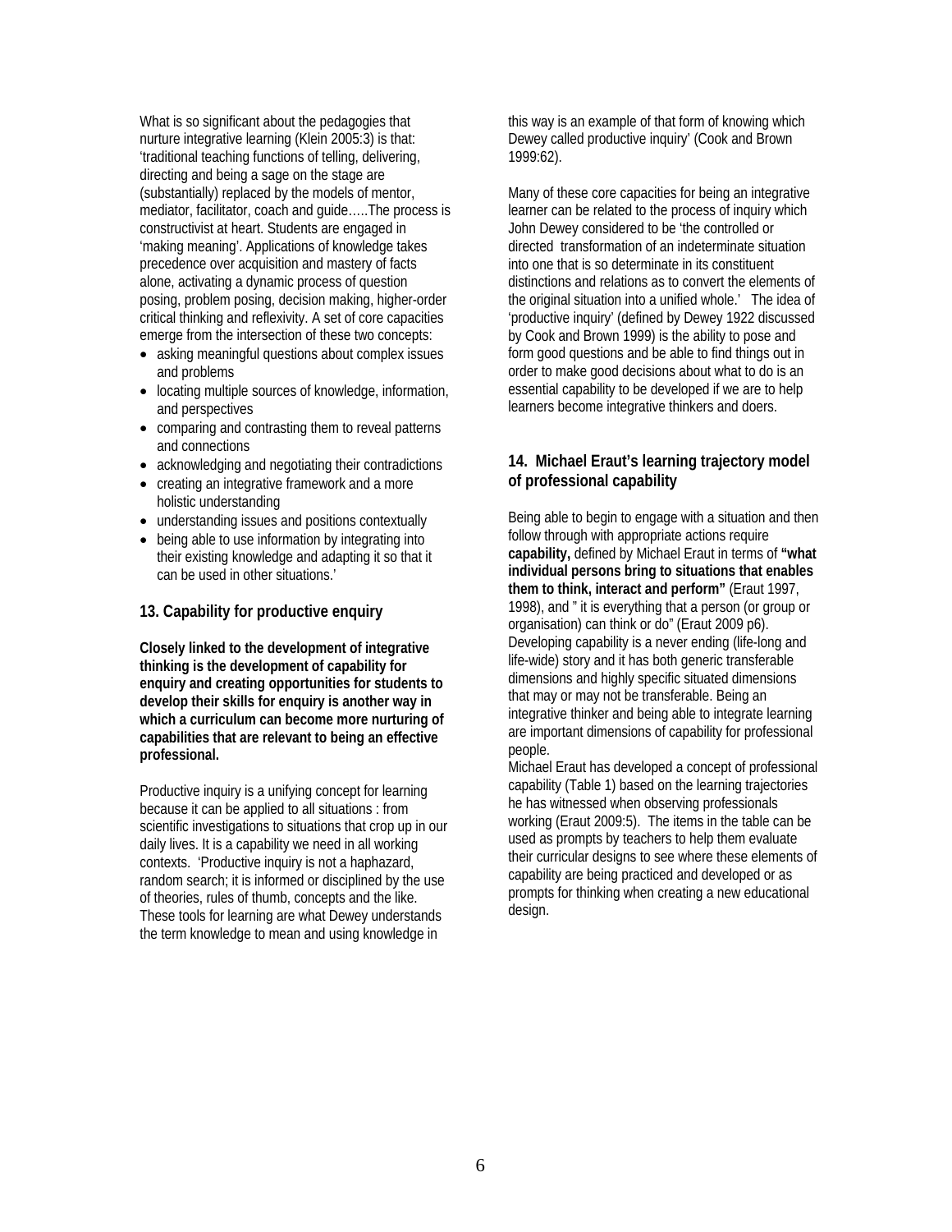What is so significant about the pedagogies that nurture integrative learning (Klein 2005:3) is that: 'traditional teaching functions of telling, delivering, directing and being a sage on the stage are (substantially) replaced by the models of mentor, mediator, facilitator, coach and guide…..The process is constructivist at heart. Students are engaged in 'making meaning'. Applications of knowledge takes precedence over acquisition and mastery of facts alone, activating a dynamic process of question posing, problem posing, decision making, higher-order critical thinking and reflexivity. A set of core capacities emerge from the intersection of these two concepts:

- asking meaningful questions about complex issues and problems
- locating multiple sources of knowledge, information, and perspectives
- comparing and contrasting them to reveal patterns and connections
- acknowledging and negotiating their contradictions
- creating an integrative framework and a more holistic understanding
- understanding issues and positions contextually
- being able to use information by integrating into their existing knowledge and adapting it so that it can be used in other situations.'

## 13. Capability for productive enquiry

**Closely linked to the development of integrative thinking is the development of capability for enquiry and creating opportunities for students to develop their skills for enquiry is another way in which a curriculum can become more nurturing of capabilities that are relevant to being an effective professional.**

Productive inquiry is a unifying concept for learning because it can be applied to all situations : from scientific investigations to situations that crop up in our daily lives. It is a capability we need in all working contexts. 'Productive inquiry is not a haphazard, random search; it is informed or disciplined by the use of theories, rules of thumb, concepts and the like. These tools for learning are what Dewey understands the term knowledge to mean and using knowledge in this way is an example of that form of knowing which Dewey called productive inquiry' (Cook and Brown 1999:62).

Many of these core capacities for being an integrative learner can be related to the process of inquiry which John Dewey considered to be 'the controlled or directed transformation of an indeterminate situation into one that is so determinate in its constituent distinctions and relations as to convert the elements of the original situation into a unified whole.' The idea of 'productive inquiry' (defined by Dewey 1922 discussed by Cook and Brown 1999) is the ability to pose and form good questions and be able to find things out in order to make good decisions about what to do is an essential capability to be developed if we are to help learners become integrative thinkers and doers.

## 14. Michael Eraut's learning trajectory model of professional capability

Being able to begin to engage with a situation and then follow through with appropriate actions require **capability,** defined by Michael Eraut in terms of **"what individual persons bring to situations that enables them to think, interact and perform"** (Eraut 1997, 1998), and " it is everything that a person (or group or organisation) can think or do" (Eraut 2009 p6). Developing capability is a never ending (life-long and life-wide) story and it has both generic transferable dimensions and highly specific situated dimensions that may or may not be transferable. Being an integrative thinker and being able to integrate learning are important dimensions of capability for professional people.

Michael Eraut has developed a concept of professional capability (Table 1) based on the learning trajectories he has witnessed when observing professionals working (Eraut 2009:5). The items in the table can be used as prompts by teachers to help them evaluate their curricular designs to see where these elements of capability are being practiced and developed or as prompts for thinking when creating a new educational design.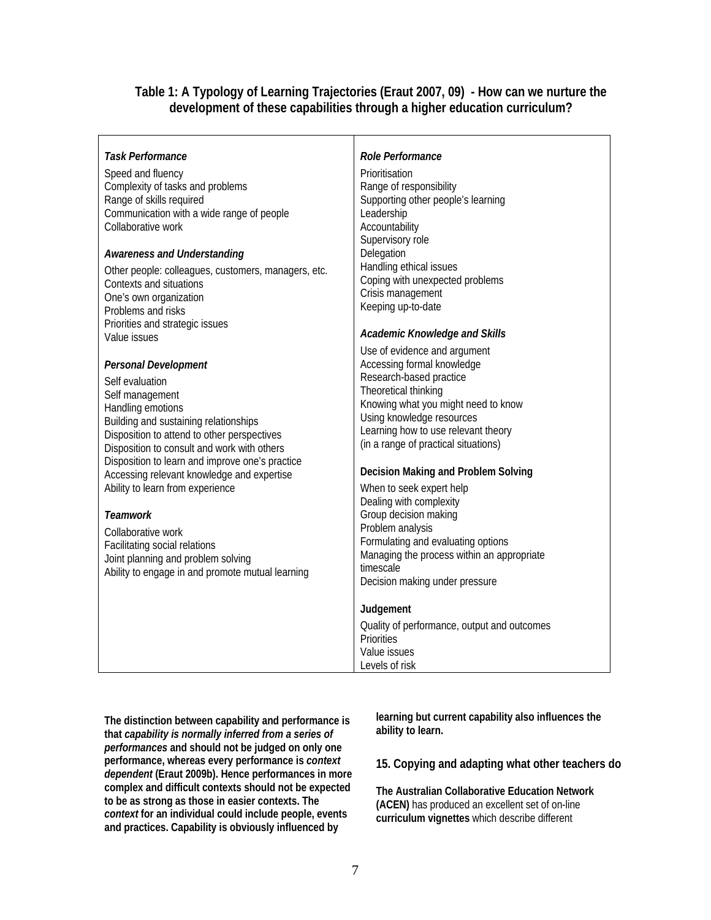### Table 1: A Typology of Learning Trajectories (Eraut 2007, 09) - How can we nurture the development of these capabilities through a higher education curriculum?

| | |
|---|---|
| ***Task Performance***<br>Speed and fluency<br>Complexity of tasks and problems<br>Range of skills required<br>Communication with a wide range of people<br>Collaborative work<br><br>***Awareness and Understanding***<br>Other people: colleagues, customers, managers, etc.<br>Contexts and situations<br>One's own organization<br>Problems and risks<br>Priorities and strategic issues<br>Value issues<br><br>***Personal Development***<br>Self evaluation<br>Self management<br>Handling emotions<br>Building and sustaining relationships<br>Disposition to attend to other perspectives<br>Disposition to consult and work with others<br>Disposition to learn and improve one's practice<br>Accessing relevant knowledge and expertise<br>Ability to learn from experience<br><br>***Teamwork***<br>Collaborative work<br>Facilitating social relations<br>Joint planning and problem solving<br>Ability to engage in and promote mutual learning | ***Role Performance***<br>Prioritisation<br>Range of responsibility<br>Supporting other people's learning<br>Leadership<br>Accountability<br>Supervisory role<br>Delegation<br>Handling ethical issues<br>Coping with unexpected problems<br>Crisis management<br>Keeping up-to-date<br><br>***Academic Knowledge and Skills***<br>Use of evidence and argument<br>Accessing formal knowledge<br>Research-based practice<br>Theoretical thinking<br>Knowing what you might need to know<br>Using knowledge resources<br>Learning how to use relevant theory<br>(in a range of practical situations)<br><br>**Decision Making and Problem Solving**<br>When to seek expert help<br>Dealing with complexity<br>Group decision making<br>Problem analysis<br>Formulating and evaluating options<br>Managing the process within an appropriate timescale<br>Decision making under pressure<br><br>**Judgement**<br>Quality of performance, output and outcomes<br>Priorities<br>Value issues<br>Levels of risk |

**The distinction between capability and performance is that *capability is normally inferred from a series of performances* and should not be judged on only one performance, whereas every performance is *context dependent* (Eraut 2009b). Hence performances in more complex and difficult contexts should not be expected to be as strong as those in easier contexts. The *context* for an individual could include people, events and practices. Capability is obviously influenced by learning but current capability also influences the ability to learn.**

## 15. Copying and adapting what other teachers do

**The Australian Collaborative Education Network (ACEN)** has produced an excellent set of on-line **curriculum vignettes** which describe different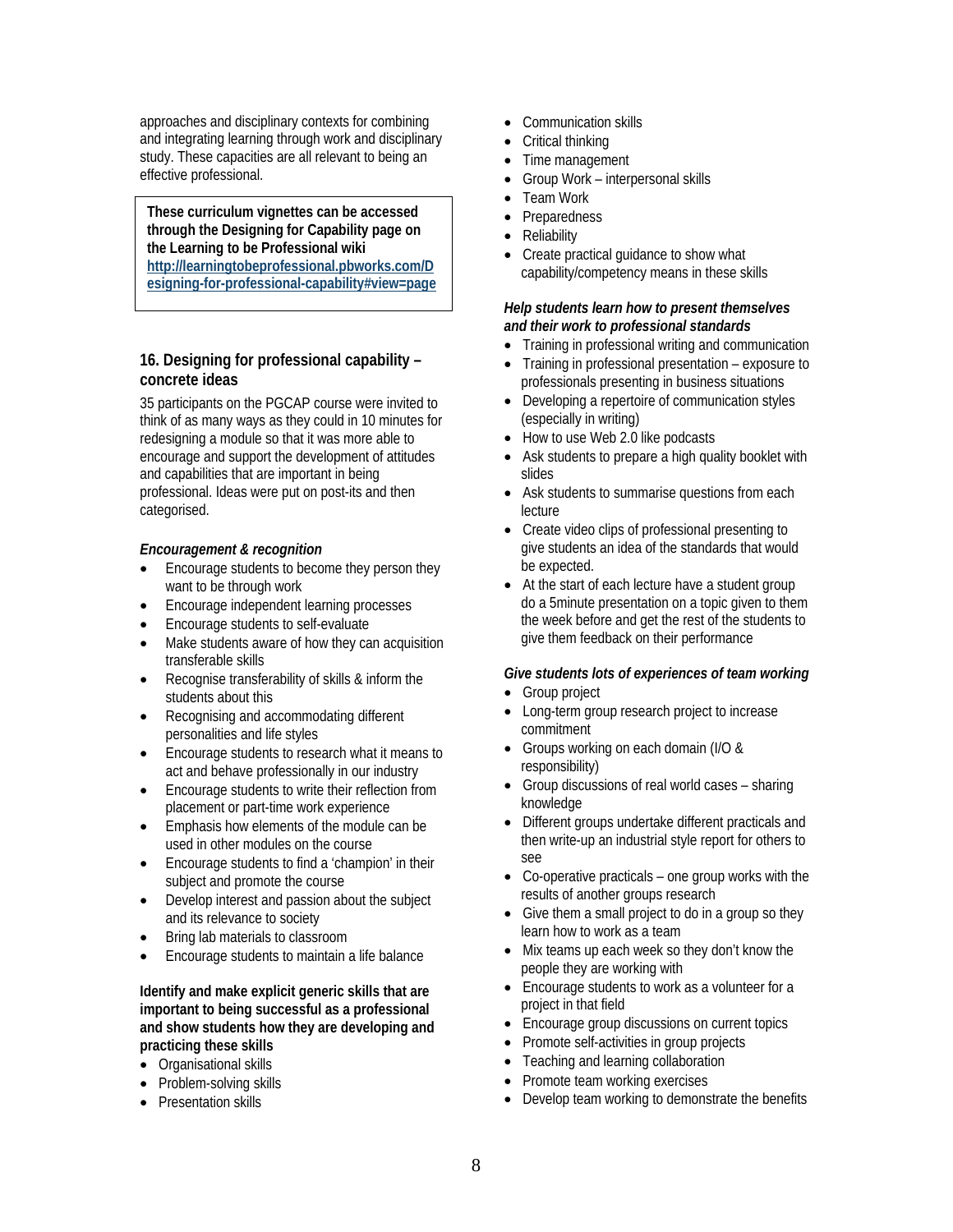approaches and disciplinary contexts for combining and integrating learning through work and disciplinary study. These capacities are all relevant to being an effective professional.

**These curriculum vignettes can be accessed through the Designing for Capability page on the Learning to be Professional wiki [http://learningtobeprofessional.pbworks.com/Designing-for-professional-capability#view=page](http://learningtobeprofessional.pbworks.com/Designing-for-professional-capability#view=page)**

## 16. Designing for professional capability – concrete ideas

35 participants on the PGCAP course were invited to think of as many ways as they could in 10 minutes for redesigning a module so that it was more able to encourage and support the development of attitudes and capabilities that are important in being professional. Ideas were put on post-its and then categorised.

***Encouragement & recognition***

- Encourage students to become they person they want to be through work
- Encourage independent learning processes
- Encourage students to self-evaluate
- Make students aware of how they can acquisition transferable skills
- Recognise transferability of skills & inform the students about this
- Recognising and accommodating different personalities and life styles
- Encourage students to research what it means to act and behave professionally in our industry
- Encourage students to write their reflection from placement or part-time work experience
- Emphasis how elements of the module can be used in other modules on the course
- Encourage students to find a 'champion' in their subject and promote the course
- Develop interest and passion about the subject and its relevance to society
- Bring lab materials to classroom
- Encourage students to maintain a life balance

**Identify and make explicit generic skills that are important to being successful as a professional and show students how they are developing and practicing these skills**

- Organisational skills
- Problem-solving skills
- Presentation skills
- Communication skills
- Critical thinking
- Time management
- Group Work – interpersonal skills
- Team Work
- Preparedness
- Reliability
- Create practical guidance to show what capability/competency means in these skills

***Help students learn how to present themselves and their work to professional standards***

- Training in professional writing and communication
- Training in professional presentation – exposure to professionals presenting in business situations
- Developing a repertoire of communication styles (especially in writing)
- How to use Web 2.0 like podcasts
- Ask students to prepare a high quality booklet with slides
- Ask students to summarise questions from each lecture
- Create video clips of professional presenting to give students an idea of the standards that would be expected.
- At the start of each lecture have a student group do a 5minute presentation on a topic given to them the week before and get the rest of the students to give them feedback on their performance

***Give students lots of experiences of team working***

- Group project
- Long-term group research project to increase commitment
- Groups working on each domain (I/O & responsibility)
- Group discussions of real world cases – sharing knowledge
- Different groups undertake different practicals and then write-up an industrial style report for others to see
- Co-operative practicals – one group works with the results of another groups research
- Give them a small project to do in a group so they learn how to work as a team
- Mix teams up each week so they don't know the people they are working with
- Encourage students to work as a volunteer for a project in that field
- Encourage group discussions on current topics
- Promote self-activities in group projects
- Teaching and learning collaboration
- Promote team working exercises
- Develop team working to demonstrate the benefits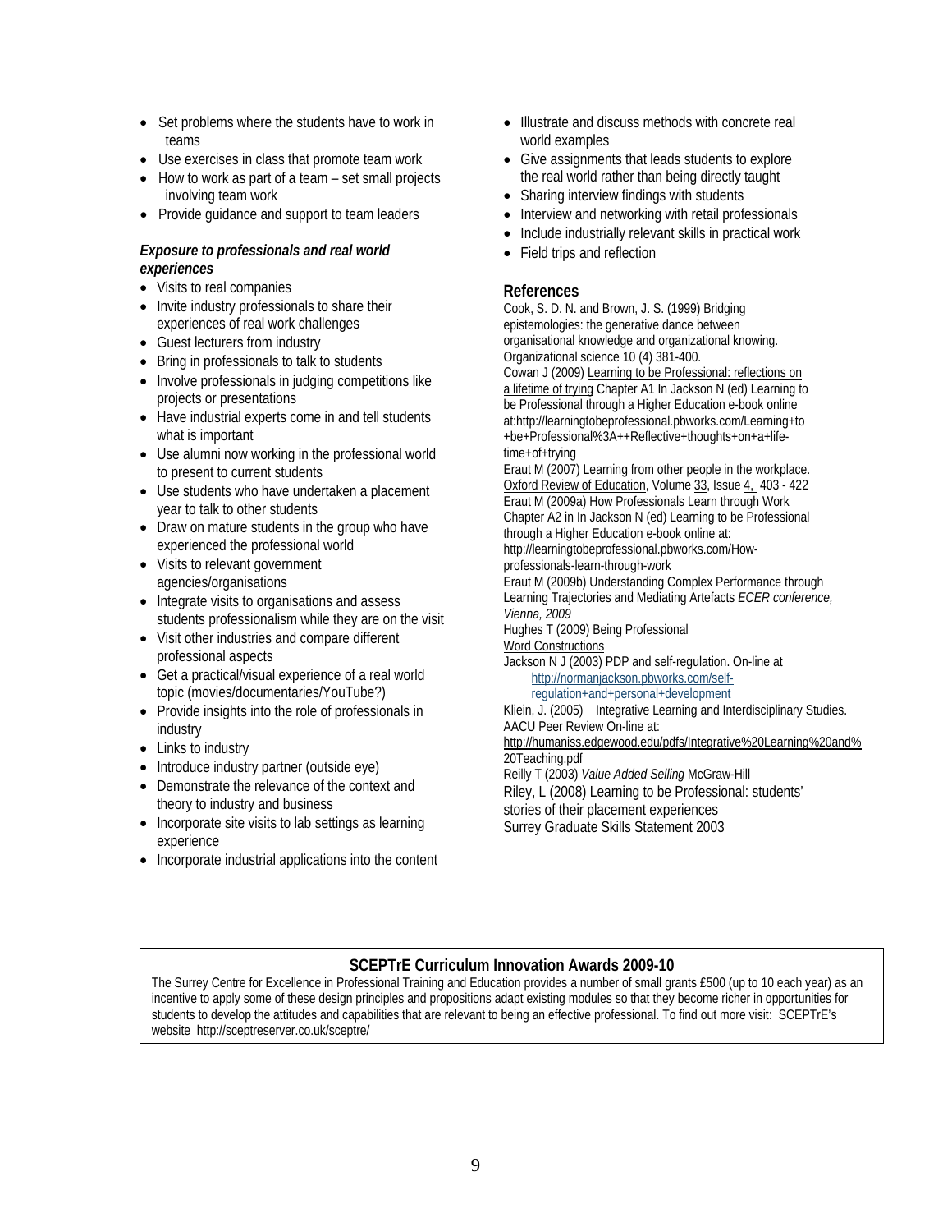- Set problems where the students have to work in teams
- Use exercises in class that promote team work
- How to work as part of a team – set small projects involving team work
- Provide guidance and support to team leaders

***Exposure to professionals and real world experiences***

- Visits to real companies
- Invite industry professionals to share their experiences of real work challenges
- Guest lecturers from industry
- Bring in professionals to talk to students
- Involve professionals in judging competitions like projects or presentations
- Have industrial experts come in and tell students what is important
- Use alumni now working in the professional world to present to current students
- Use students who have undertaken a placement year to talk to other students
- Draw on mature students in the group who have experienced the professional world
- Visits to relevant government agencies/organisations
- Integrate visits to organisations and assess students professionalism while they are on the visit
- Visit other industries and compare different professional aspects
- Get a practical/visual experience of a real world topic (movies/documentaries/YouTube?)
- Provide insights into the role of professionals in industry
- Links to industry
- Introduce industry partner (outside eye)
- Demonstrate the relevance of the context and theory to industry and business
- Incorporate site visits to lab settings as learning experience
- Incorporate industrial applications into the content
- Illustrate and discuss methods with concrete real world examples
- Give assignments that leads students to explore the real world rather than being directly taught
- Sharing interview findings with students
- Interview and networking with retail professionals
- Include industrially relevant skills in practical work
- Field trips and reflection

## References

Cook, S. D. N. and Brown, J. S. (1999) Bridging epistemologies: the generative dance between organisational knowledge and organizational knowing. Organizational science 10 (4) 381-400.

Cowan J (2009) Learning to be Professional: reflections on a lifetime of trying Chapter A1 In Jackson N (ed) Learning to be Professional through a Higher Education e-book online at:http://learningtobeprofessional.pbworks.com/Learning+to+be+Professional%3A++Reflective+thoughts+on+a+life-time+of+trying

Eraut M (2007) Learning from other people in the workplace. Oxford Review of Education, Volume 33, Issue 4, 403 - 422

Eraut M (2009a) How Professionals Learn through Work Chapter A2 in In Jackson N (ed) Learning to be Professional through a Higher Education e-book online at: http://learningtobeprofessional.pbworks.com/How-professionals-learn-through-work

Eraut M (2009b) Understanding Complex Performance through Learning Trajectories and Mediating Artefacts *ECER conference, Vienna, 2009*

Hughes T (2009) Being Professional Word Constructions

Jackson N J (2003) PDP and self-regulation. On-line at http://normanjackson.pbworks.com/self-regulation+and+personal+development

Kliein, J. (2005) Integrative Learning and Interdisciplinary Studies. AACU Peer Review On-line at: http://humaniss.edgewood.edu/pdfs/Integrative%20Learning%20and%20Teaching.pdf

Reilly T (2003) *Value Added Selling* McGraw-Hill

Riley, L (2008) Learning to be Professional: students' stories of their placement experiences

Surrey Graduate Skills Statement 2003

**SCEPTrE Curriculum Innovation Awards 2009-10**

The Surrey Centre for Excellence in Professional Training and Education provides a number of small grants £500 (up to 10 each year) as an incentive to apply some of these design principles and propositions adapt existing modules so that they become richer in opportunities for students to develop the attitudes and capabilities that are relevant to being an effective professional. To find out more visit: SCEPTrE's website http://sceptreserver.co.uk/sceptre/